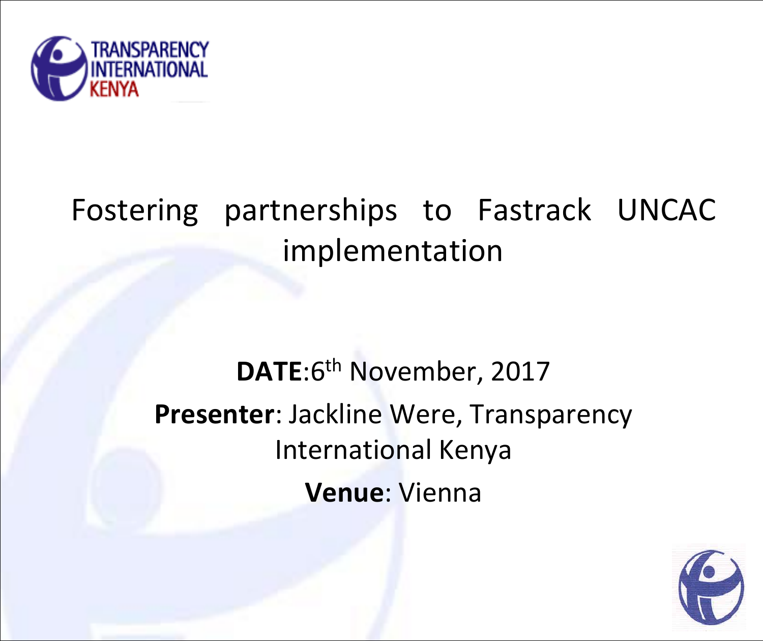# Fostering partnerships to Fastrack UNCAC implementation

**DATE**:6th November, 2017

**Presenter**: Jackline Were, Transparency International Kenya

**Venue**: Vienna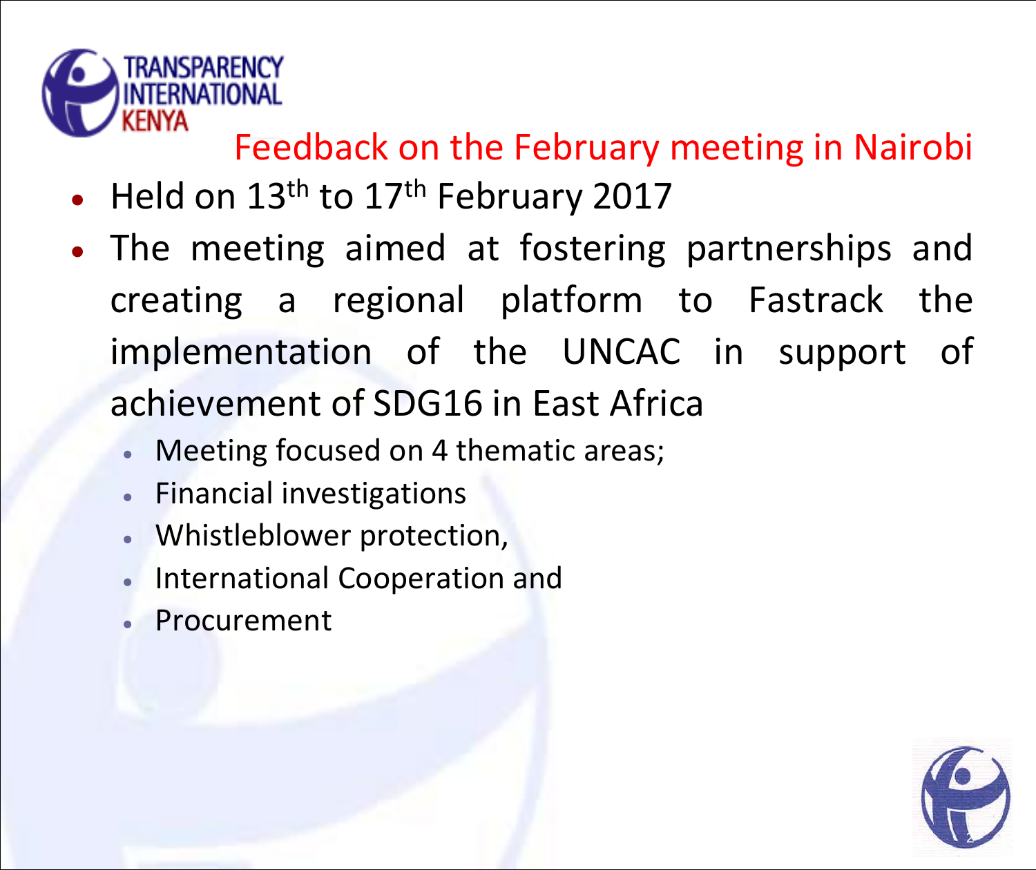## Feedback on the February meeting in Nairobi

- Held on 13th to 17th February 2017
- The meeting aimed at fostering partnerships and creating a regional platform to Fastrack the implementation of the UNCAC in support of achievement of SDG16 in East Africa
  - Meeting focused on 4 thematic areas;
  - Financial investigations
  - Whistleblower protection,
  - International Cooperation and
  - Procurement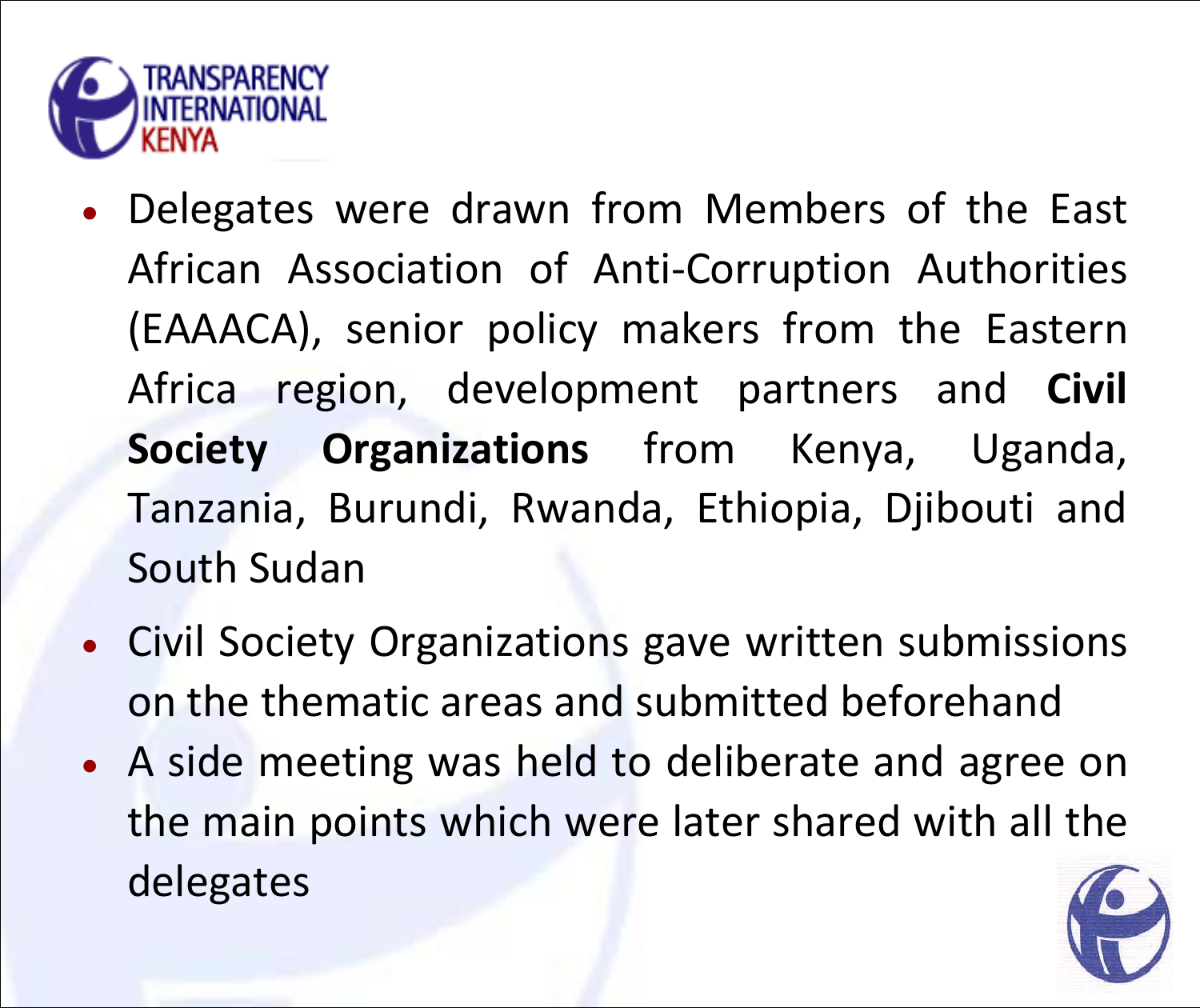- Delegates were drawn from Members of the East African Association of Anti-Corruption Authorities (EAAACA), senior policy makers from the Eastern Africa region, development partners and **Civil Society Organizations** from Kenya, Uganda, Tanzania, Burundi, Rwanda, Ethiopia, Djibouti and South Sudan
- Civil Society Organizations gave written submissions on the thematic areas and submitted beforehand
- A side meeting was held to deliberate and agree on the main points which were later shared with all the delegates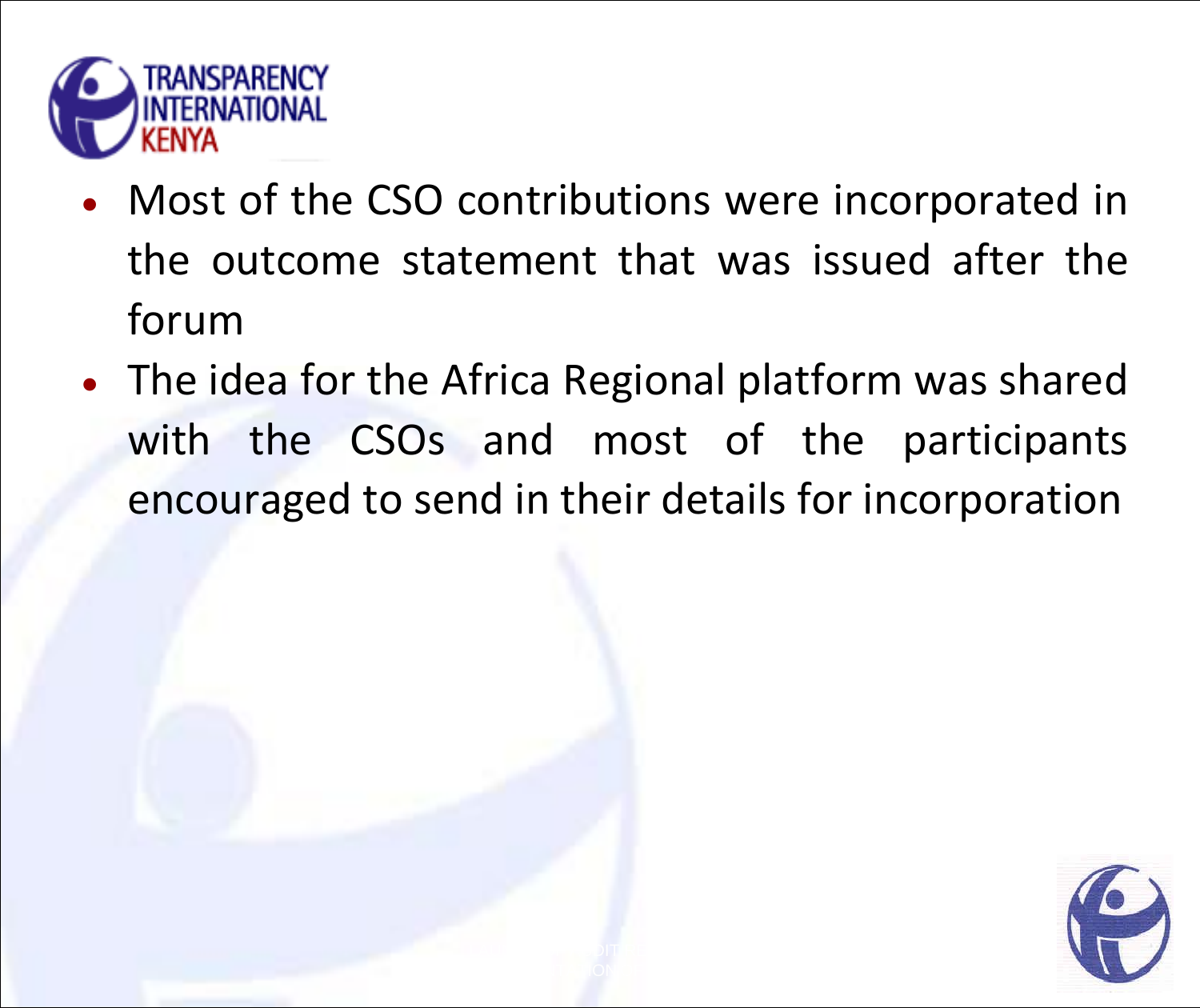- Most of the CSO contributions were incorporated in the outcome statement that was issued after the forum
- The idea for the Africa Regional platform was shared with the CSOs and most of the participants encouraged to send in their details for incorporation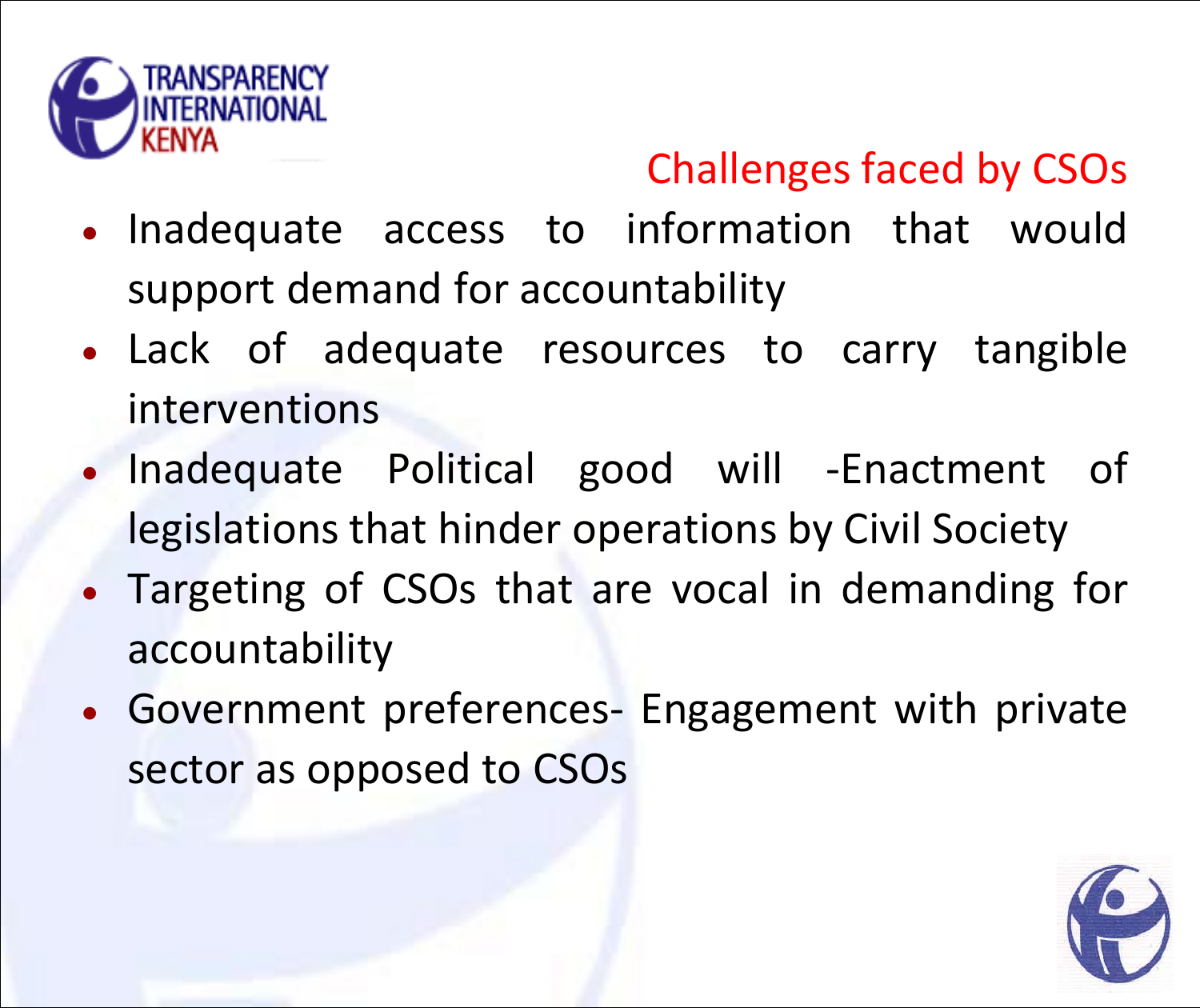## Challenges faced by CSOs

- Inadequate access to information that would support demand for accountability
- Lack of adequate resources to carry tangible interventions
- Inadequate Political good will -Enactment of legislations that hinder operations by Civil Society
- Targeting of CSOs that are vocal in demanding for accountability
- Government preferences- Engagement with private sector as opposed to CSOs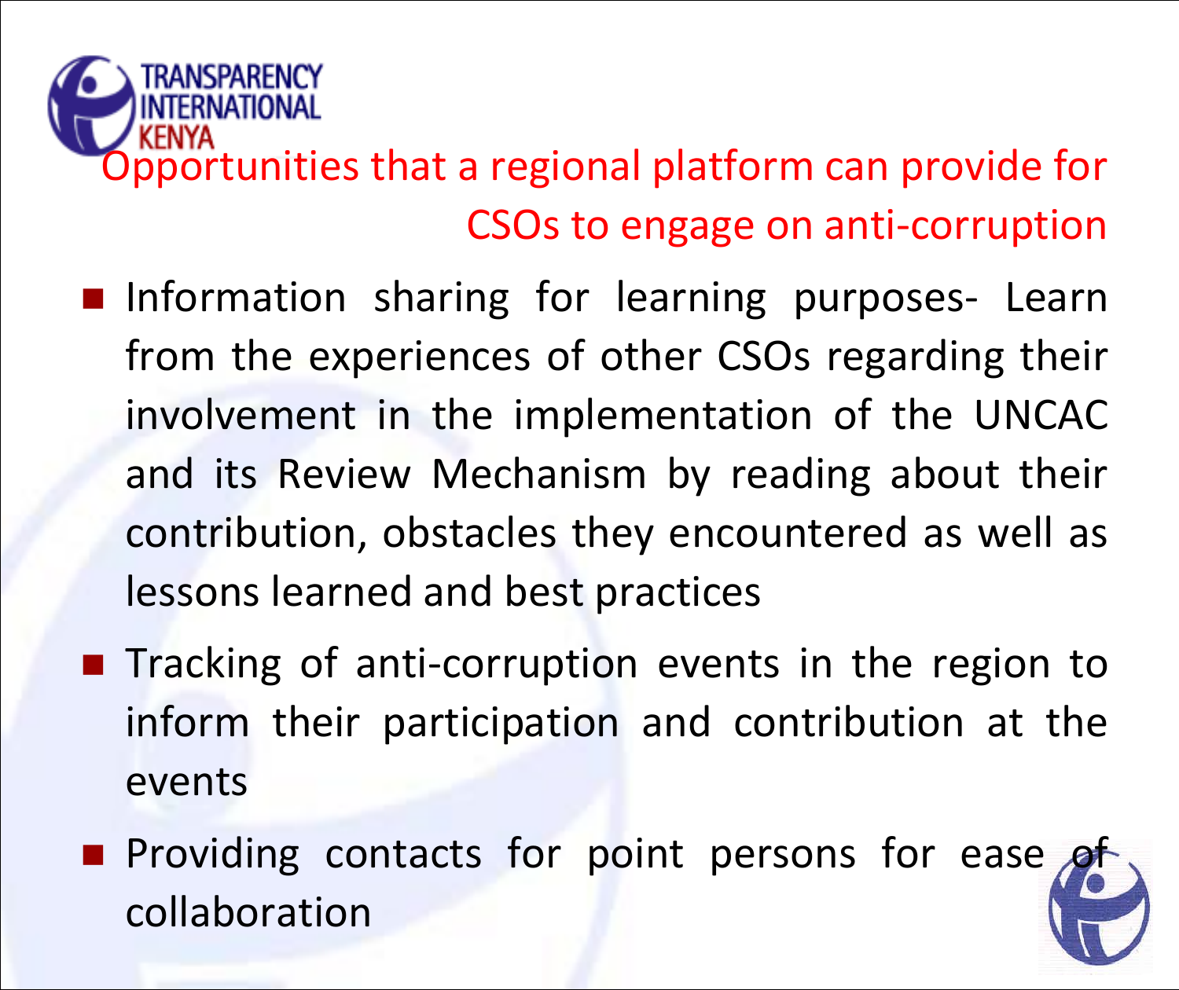## Opportunities that a regional platform can provide for CSOs to engage on anti-corruption

- Information sharing for learning purposes- Learn from the experiences of other CSOs regarding their involvement in the implementation of the UNCAC and its Review Mechanism by reading about their contribution, obstacles they encountered as well as lessons learned and best practices
- Tracking of anti-corruption events in the region to inform their participation and contribution at the events
- Providing contacts for point persons for ease of collaboration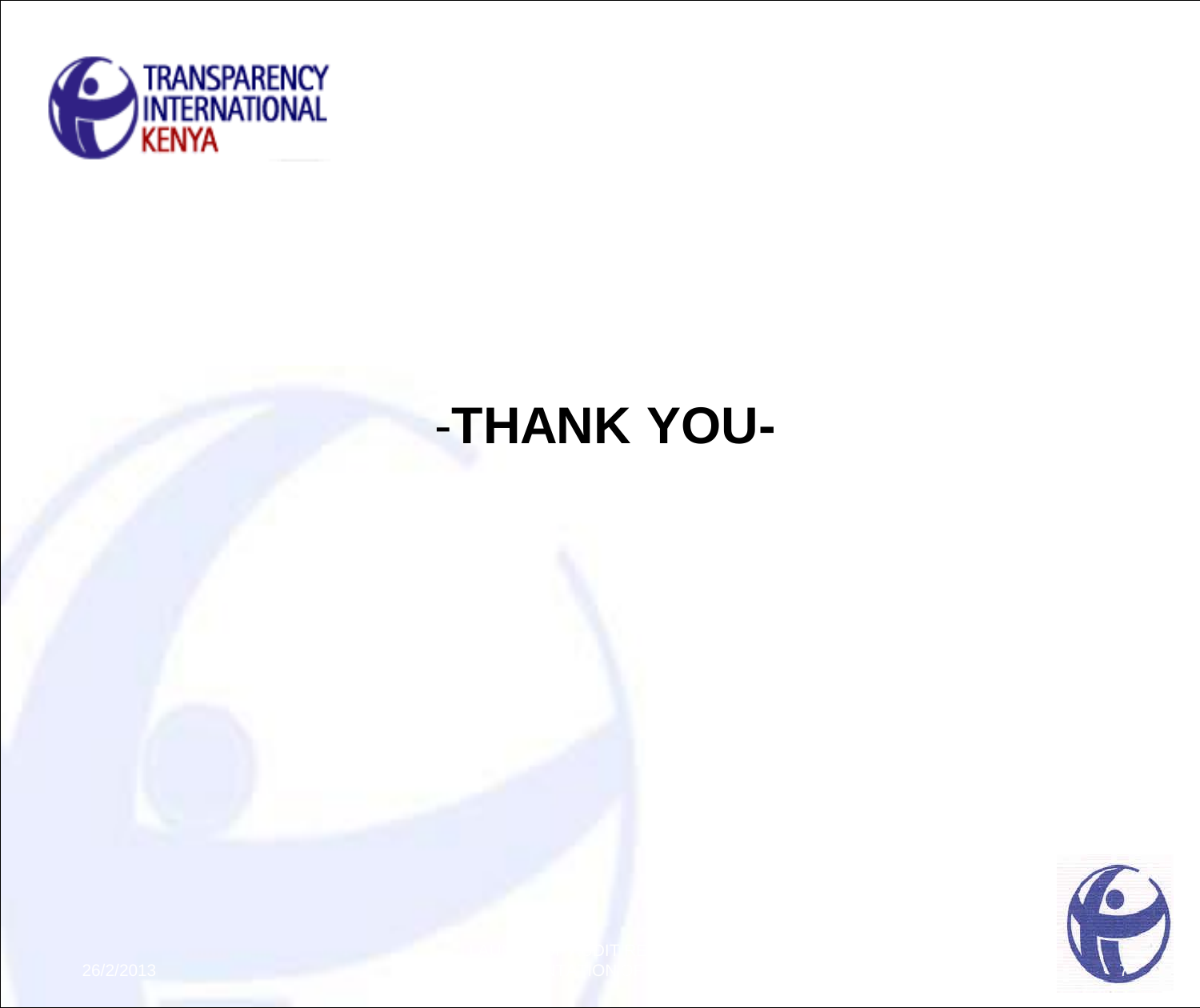-**THANK YOU-**